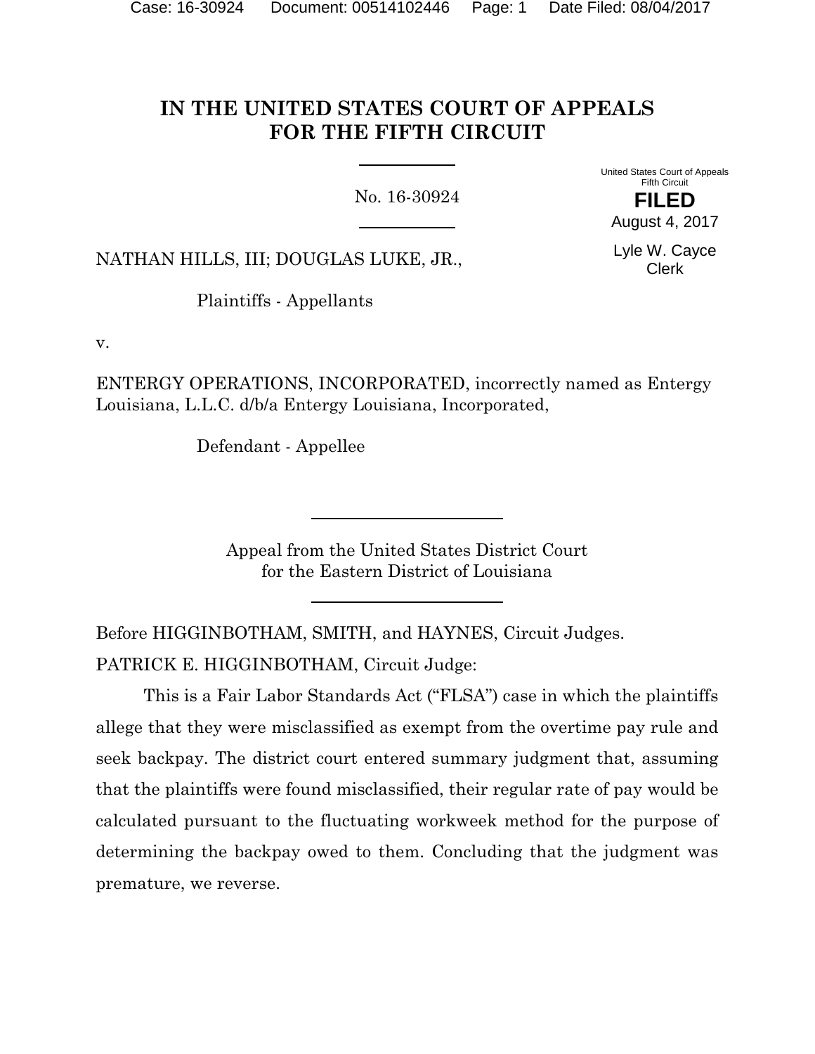# IN THE UNITED STATES COURT OF APPEALS FOR THE FIFTH CIRCUIT

No. 16-30924

United States Court of Appeals
Fifth Circuit

**FILED**

August 4, 2017

Lyle W. Cayce
Clerk

NATHAN HILLS, III; DOUGLAS LUKE, JR.,

Plaintiffs - Appellants

v.

ENTERGY OPERATIONS, INCORPORATED, incorrectly named as Entergy Louisiana, L.L.C. d/b/a Entergy Louisiana, Incorporated,

Defendant - Appellee

Appeal from the United States District Court
for the Eastern District of Louisiana

Before HIGGINBOTHAM, SMITH, and HAYNES, Circuit Judges.

PATRICK E. HIGGINBOTHAM, Circuit Judge:

This is a Fair Labor Standards Act ("FLSA") case in which the plaintiffs allege that they were misclassified as exempt from the overtime pay rule and seek backpay. The district court entered summary judgment that, assuming that the plaintiffs were found misclassified, their regular rate of pay would be calculated pursuant to the fluctuating workweek method for the purpose of determining the backpay owed to them. Concluding that the judgment was premature, we reverse.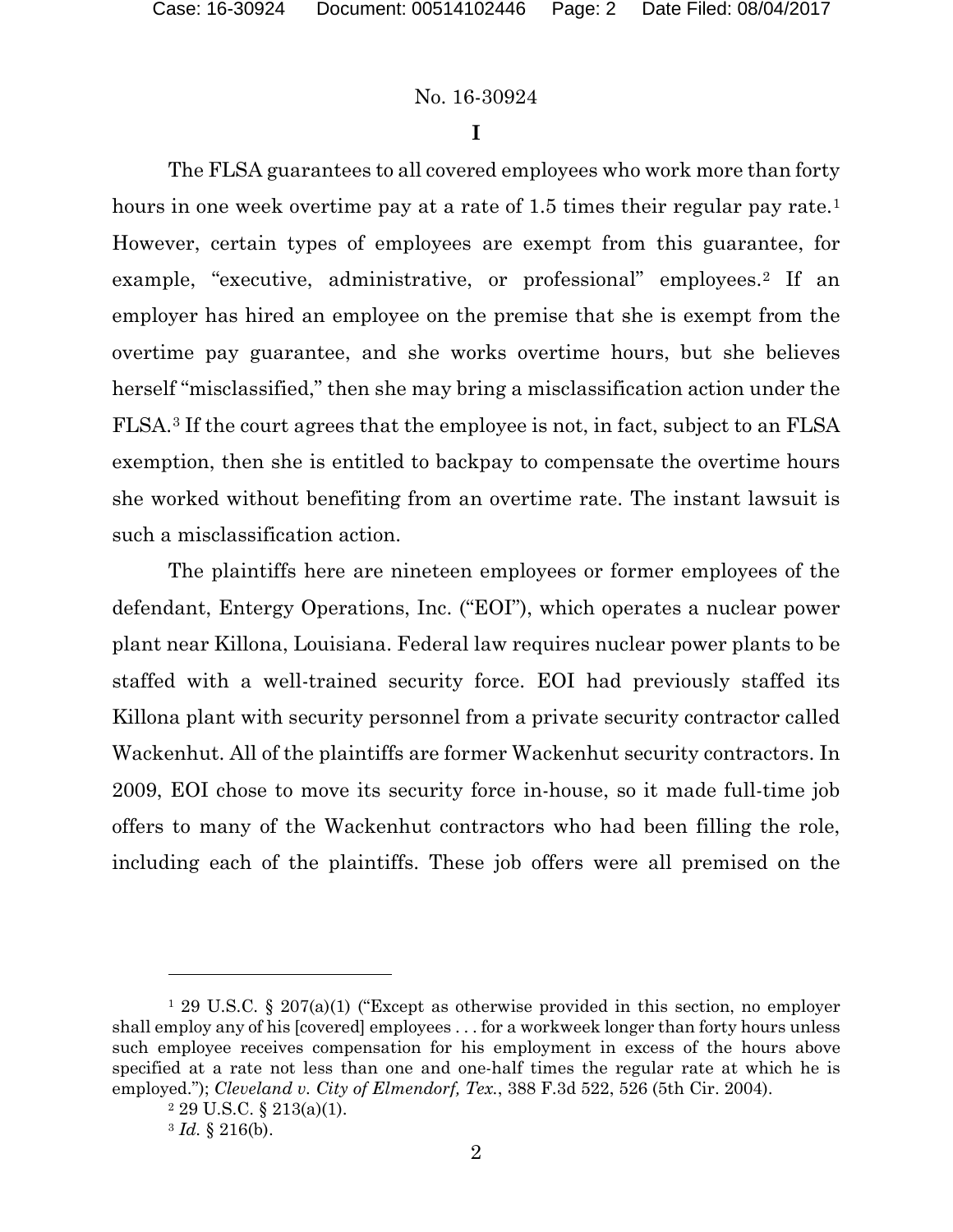No. 16-30924

**I**

The FLSA guarantees to all covered employees who work more than forty hours in one week overtime pay at a rate of 1.5 times their regular pay rate.[1] However, certain types of employees are exempt from this guarantee, for example, "executive, administrative, or professional" employees.[2] If an employer has hired an employee on the premise that she is exempt from the overtime pay guarantee, and she works overtime hours, but she believes herself "misclassified," then she may bring a misclassification action under the FLSA.[3] If the court agrees that the employee is not, in fact, subject to an FLSA exemption, then she is entitled to backpay to compensate the overtime hours she worked without benefiting from an overtime rate. The instant lawsuit is such a misclassification action.

The plaintiffs here are nineteen employees or former employees of the defendant, Entergy Operations, Inc. ("EOI"), which operates a nuclear power plant near Killona, Louisiana. Federal law requires nuclear power plants to be staffed with a well-trained security force. EOI had previously staffed its Killona plant with security personnel from a private security contractor called Wackenhut. All of the plaintiffs are former Wackenhut security contractors. In 2009, EOI chose to move its security force in-house, so it made full-time job offers to many of the Wackenhut contractors who had been filling the role, including each of the plaintiffs. These job offers were all premised on the

---

[1] 29 U.S.C. § 207(a)(1) ("Except as otherwise provided in this section, no employer shall employ any of his [covered] employees . . . for a workweek longer than forty hours unless such employee receives compensation for his employment in excess of the hours above specified at a rate not less than one and one-half times the regular rate at which he is employed."); *Cleveland v. City of Elmendorf, Tex.*, 388 F.3d 522, 526 (5th Cir. 2004).

[2] 29 U.S.C. § 213(a)(1).

[3] *Id.* § 216(b).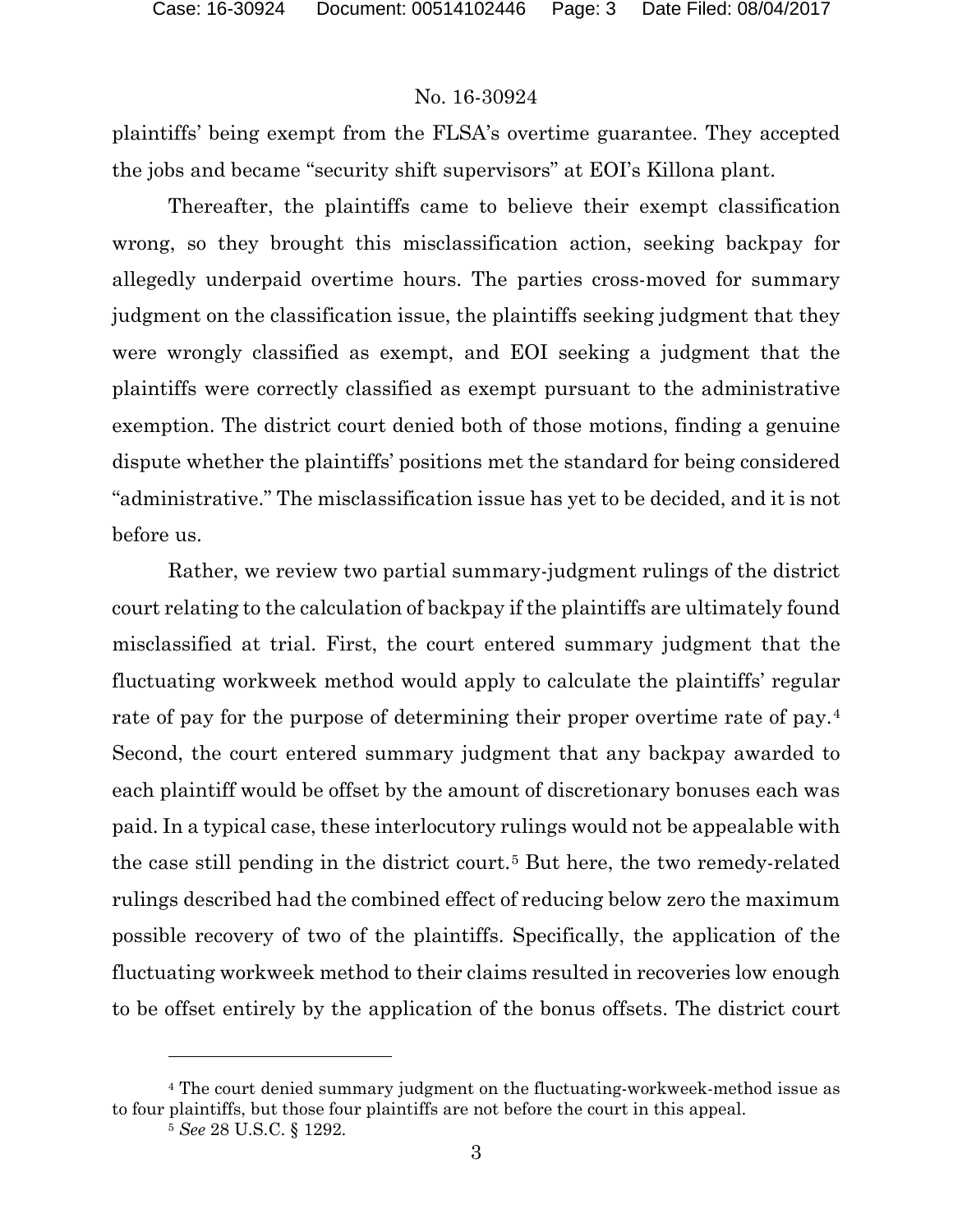plaintiffs' being exempt from the FLSA's overtime guarantee. They accepted the jobs and became "security shift supervisors" at EOI's Killona plant.

Thereafter, the plaintiffs came to believe their exempt classification wrong, so they brought this misclassification action, seeking backpay for allegedly underpaid overtime hours. The parties cross-moved for summary judgment on the classification issue, the plaintiffs seeking judgment that they were wrongly classified as exempt, and EOI seeking a judgment that the plaintiffs were correctly classified as exempt pursuant to the administrative exemption. The district court denied both of those motions, finding a genuine dispute whether the plaintiffs' positions met the standard for being considered "administrative." The misclassification issue has yet to be decided, and it is not before us.

Rather, we review two partial summary-judgment rulings of the district court relating to the calculation of backpay if the plaintiffs are ultimately found misclassified at trial. First, the court entered summary judgment that the fluctuating workweek method would apply to calculate the plaintiffs' regular rate of pay for the purpose of determining their proper overtime rate of pay.[4] Second, the court entered summary judgment that any backpay awarded to each plaintiff would be offset by the amount of discretionary bonuses each was paid. In a typical case, these interlocutory rulings would not be appealable with the case still pending in the district court.[5] But here, the two remedy-related rulings described had the combined effect of reducing below zero the maximum possible recovery of two of the plaintiffs. Specifically, the application of the fluctuating workweek method to their claims resulted in recoveries low enough to be offset entirely by the application of the bonus offsets. The district court

---

[4] The court denied summary judgment on the fluctuating-workweek-method issue as to four plaintiffs, but those four plaintiffs are not before the court in this appeal.

[5] *See* 28 U.S.C. § 1292.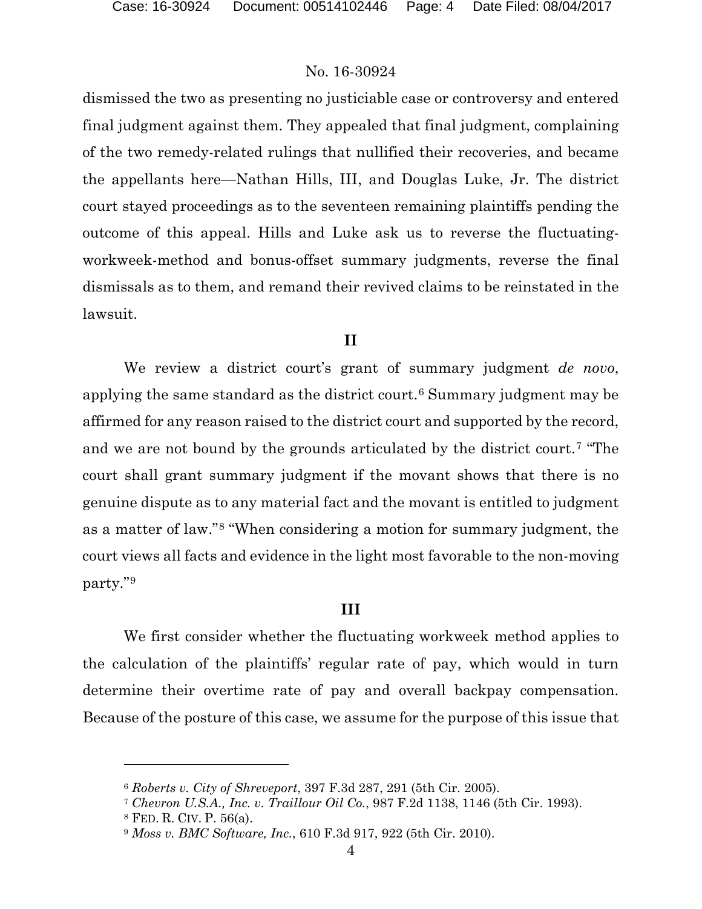dismissed the two as presenting no justiciable case or controversy and entered final judgment against them. They appealed that final judgment, complaining of the two remedy-related rulings that nullified their recoveries, and became the appellants here—Nathan Hills, III, and Douglas Luke, Jr. The district court stayed proceedings as to the seventeen remaining plaintiffs pending the outcome of this appeal. Hills and Luke ask us to reverse the fluctuating-workweek-method and bonus-offset summary judgments, reverse the final dismissals as to them, and remand their revived claims to be reinstated in the lawsuit.

## II

We review a district court's grant of summary judgment *de novo*, applying the same standard as the district court.[6] Summary judgment may be affirmed for any reason raised to the district court and supported by the record, and we are not bound by the grounds articulated by the district court.[7] "The court shall grant summary judgment if the movant shows that there is no genuine dispute as to any material fact and the movant is entitled to judgment as a matter of law."[8] "When considering a motion for summary judgment, the court views all facts and evidence in the light most favorable to the non-moving party."[9]

## III

We first consider whether the fluctuating workweek method applies to the calculation of the plaintiffs' regular rate of pay, which would in turn determine their overtime rate of pay and overall backpay compensation. Because of the posture of this case, we assume for the purpose of this issue that

---

[6] *Roberts v. City of Shreveport*, 397 F.3d 287, 291 (5th Cir. 2005).

[7] *Chevron U.S.A., Inc. v. Traillour Oil Co.*, 987 F.2d 1138, 1146 (5th Cir. 1993).

[8] FED. R. CIV. P. 56(a).

[9] *Moss v. BMC Software, Inc.*, 610 F.3d 917, 922 (5th Cir. 2010).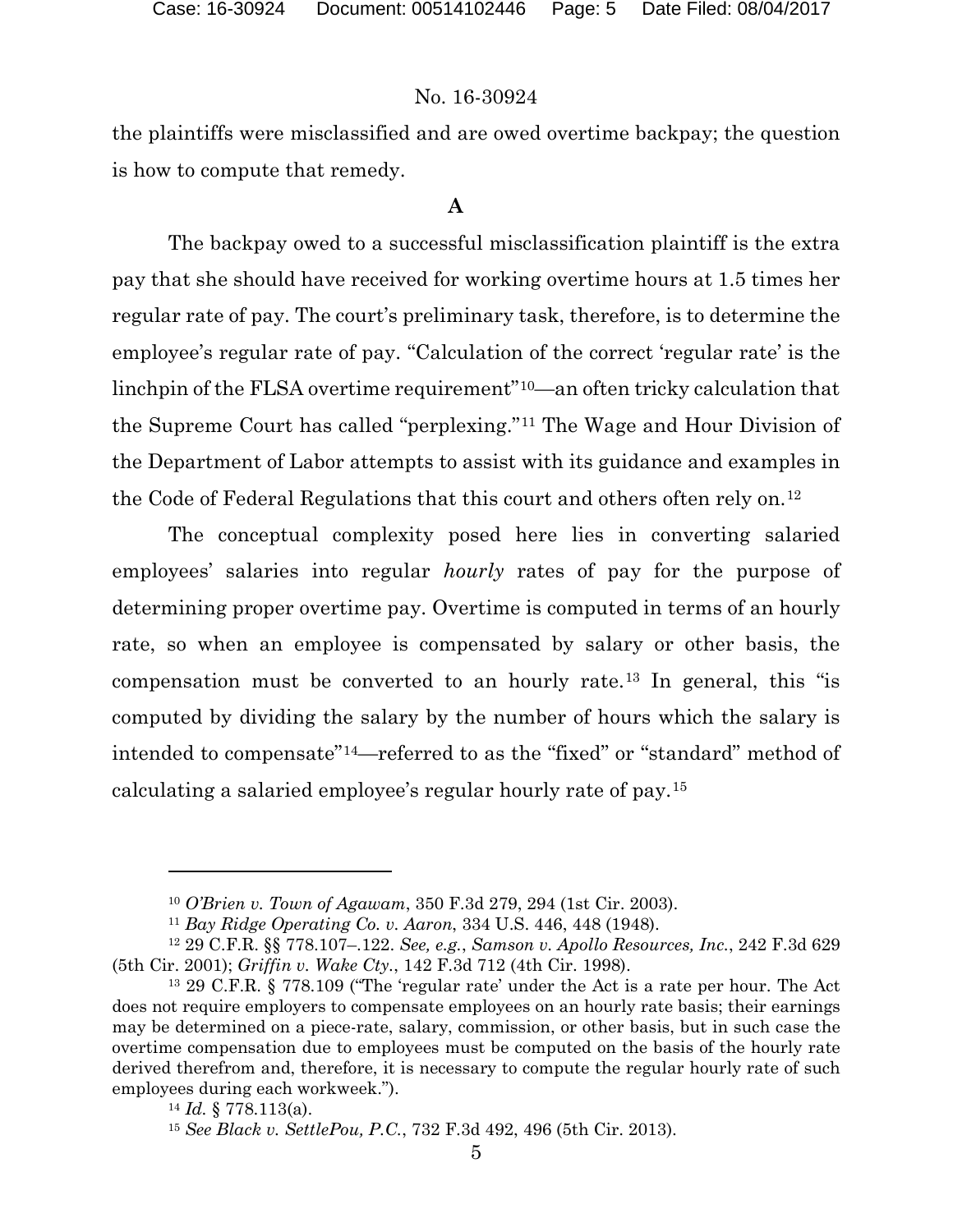the plaintiffs were misclassified and are owed overtime backpay; the question is how to compute that remedy.

**A**

The backpay owed to a successful misclassification plaintiff is the extra pay that she should have received for working overtime hours at 1.5 times her regular rate of pay. The court's preliminary task, therefore, is to determine the employee's regular rate of pay. "Calculation of the correct 'regular rate' is the linchpin of the FLSA overtime requirement"[10]—an often tricky calculation that the Supreme Court has called "perplexing."[11] The Wage and Hour Division of the Department of Labor attempts to assist with its guidance and examples in the Code of Federal Regulations that this court and others often rely on.[12]

The conceptual complexity posed here lies in converting salaried employees' salaries into regular *hourly* rates of pay for the purpose of determining proper overtime pay. Overtime is computed in terms of an hourly rate, so when an employee is compensated by salary or other basis, the compensation must be converted to an hourly rate.[13] In general, this "is computed by dividing the salary by the number of hours which the salary is intended to compensate"[14]—referred to as the "fixed" or "standard" method of calculating a salaried employee's regular hourly rate of pay.[15]

---

[10] *O'Brien v. Town of Agawam*, 350 F.3d 279, 294 (1st Cir. 2003).

[11] *Bay Ridge Operating Co. v. Aaron*, 334 U.S. 446, 448 (1948).

[12] 29 C.F.R. §§ 778.107–.122. *See, e.g.*, *Samson v. Apollo Resources, Inc.*, 242 F.3d 629 (5th Cir. 2001); *Griffin v. Wake Cty.*, 142 F.3d 712 (4th Cir. 1998).

[13] 29 C.F.R. § 778.109 ("The 'regular rate' under the Act is a rate per hour. The Act does not require employers to compensate employees on an hourly rate basis; their earnings may be determined on a piece-rate, salary, commission, or other basis, but in such case the overtime compensation due to employees must be computed on the basis of the hourly rate derived therefrom and, therefore, it is necessary to compute the regular hourly rate of such employees during each workweek.").

[14] *Id.* § 778.113(a).

[15] *See Black v. SettlePou, P.C.*, 732 F.3d 492, 496 (5th Cir. 2013).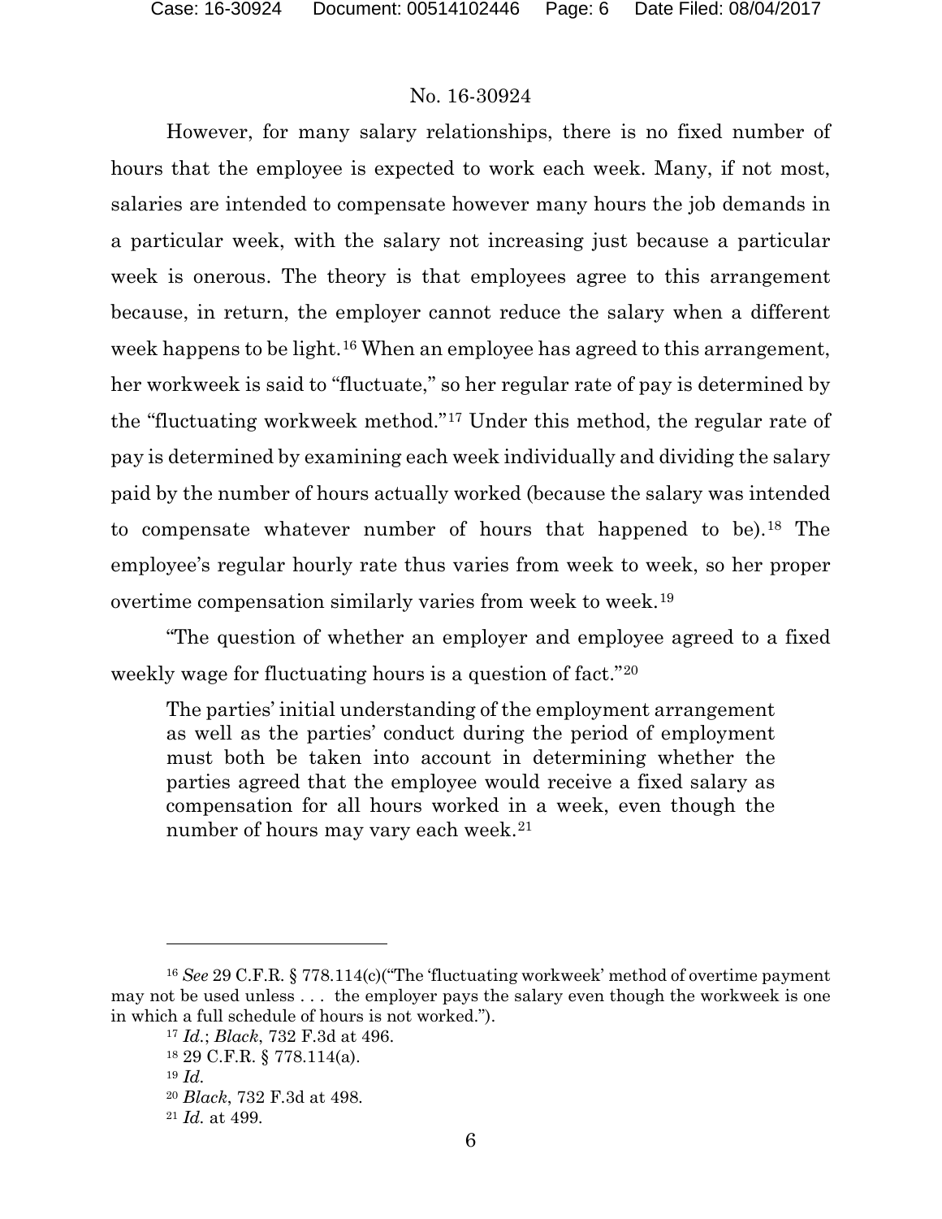However, for many salary relationships, there is no fixed number of hours that the employee is expected to work each week. Many, if not most, salaries are intended to compensate however many hours the job demands in a particular week, with the salary not increasing just because a particular week is onerous. The theory is that employees agree to this arrangement because, in return, the employer cannot reduce the salary when a different week happens to be light.[16] When an employee has agreed to this arrangement, her workweek is said to "fluctuate," so her regular rate of pay is determined by the "fluctuating workweek method."[17] Under this method, the regular rate of pay is determined by examining each week individually and dividing the salary paid by the number of hours actually worked (because the salary was intended to compensate whatever number of hours that happened to be).[18] The employee's regular hourly rate thus varies from week to week, so her proper overtime compensation similarly varies from week to week.[19]

"The question of whether an employer and employee agreed to a fixed weekly wage for fluctuating hours is a question of fact."[20]

> The parties' initial understanding of the employment arrangement as well as the parties' conduct during the period of employment must both be taken into account in determining whether the parties agreed that the employee would receive a fixed salary as compensation for all hours worked in a week, even though the number of hours may vary each week.[21]

---

[16] *See* 29 C.F.R. § 778.114(c)("The 'fluctuating workweek' method of overtime payment may not be used unless . . . the employer pays the salary even though the workweek is one in which a full schedule of hours is not worked.").

[17] *Id.*; *Black*, 732 F.3d at 496.

[18] 29 C.F.R. § 778.114(a).

[19] *Id.*

[20] *Black*, 732 F.3d at 498.

[21] *Id.* at 499.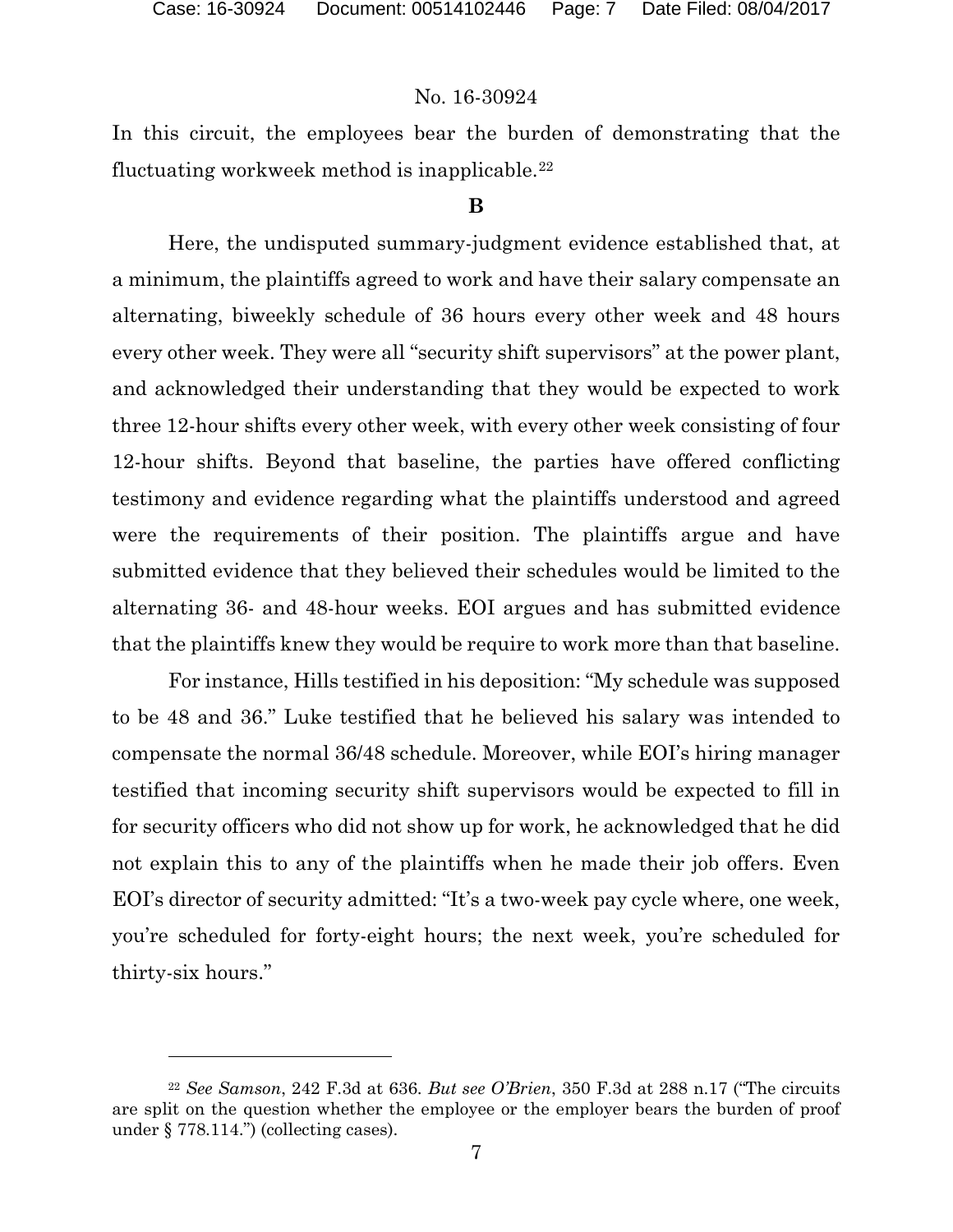In this circuit, the employees bear the burden of demonstrating that the fluctuating workweek method is inapplicable.[22]

**B**

Here, the undisputed summary-judgment evidence established that, at a minimum, the plaintiffs agreed to work and have their salary compensate an alternating, biweekly schedule of 36 hours every other week and 48 hours every other week. They were all "security shift supervisors" at the power plant, and acknowledged their understanding that they would be expected to work three 12-hour shifts every other week, with every other week consisting of four 12-hour shifts. Beyond that baseline, the parties have offered conflicting testimony and evidence regarding what the plaintiffs understood and agreed were the requirements of their position. The plaintiffs argue and have submitted evidence that they believed their schedules would be limited to the alternating 36- and 48-hour weeks. EOI argues and has submitted evidence that the plaintiffs knew they would be require to work more than that baseline.

For instance, Hills testified in his deposition: "My schedule was supposed to be 48 and 36." Luke testified that he believed his salary was intended to compensate the normal 36/48 schedule. Moreover, while EOI's hiring manager testified that incoming security shift supervisors would be expected to fill in for security officers who did not show up for work, he acknowledged that he did not explain this to any of the plaintiffs when he made their job offers. Even EOI's director of security admitted: "It's a two-week pay cycle where, one week, you're scheduled for forty-eight hours; the next week, you're scheduled for thirty-six hours."

---

[22] *See Samson*, 242 F.3d at 636. *But see O'Brien*, 350 F.3d at 288 n.17 ("The circuits are split on the question whether the employee or the employer bears the burden of proof under § 778.114.") (collecting cases).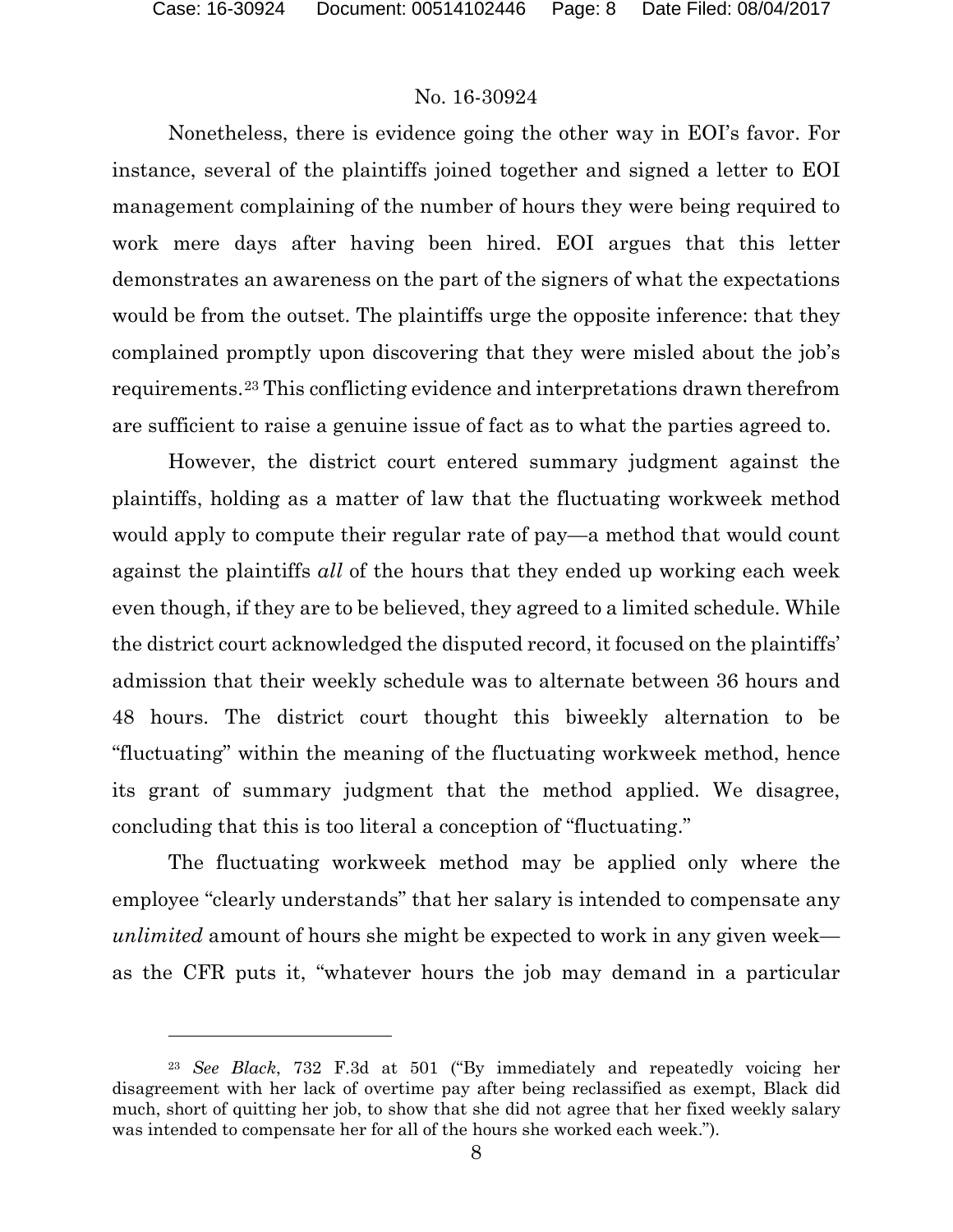Nonetheless, there is evidence going the other way in EOI's favor. For instance, several of the plaintiffs joined together and signed a letter to EOI management complaining of the number of hours they were being required to work mere days after having been hired. EOI argues that this letter demonstrates an awareness on the part of the signers of what the expectations would be from the outset. The plaintiffs urge the opposite inference: that they complained promptly upon discovering that they were misled about the job's requirements.[23] This conflicting evidence and interpretations drawn therefrom are sufficient to raise a genuine issue of fact as to what the parties agreed to.

However, the district court entered summary judgment against the plaintiffs, holding as a matter of law that the fluctuating workweek method would apply to compute their regular rate of pay—a method that would count against the plaintiffs *all* of the hours that they ended up working each week even though, if they are to be believed, they agreed to a limited schedule. While the district court acknowledged the disputed record, it focused on the plaintiffs' admission that their weekly schedule was to alternate between 36 hours and 48 hours. The district court thought this biweekly alternation to be "fluctuating" within the meaning of the fluctuating workweek method, hence its grant of summary judgment that the method applied. We disagree, concluding that this is too literal a conception of "fluctuating."

The fluctuating workweek method may be applied only where the employee "clearly understands" that her salary is intended to compensate any *unlimited* amount of hours she might be expected to work in any given week—as the CFR puts it, "whatever hours the job may demand in a particular

---

[23] *See Black*, 732 F.3d at 501 ("By immediately and repeatedly voicing her disagreement with her lack of overtime pay after being reclassified as exempt, Black did much, short of quitting her job, to show that she did not agree that her fixed weekly salary was intended to compensate her for all of the hours she worked each week.").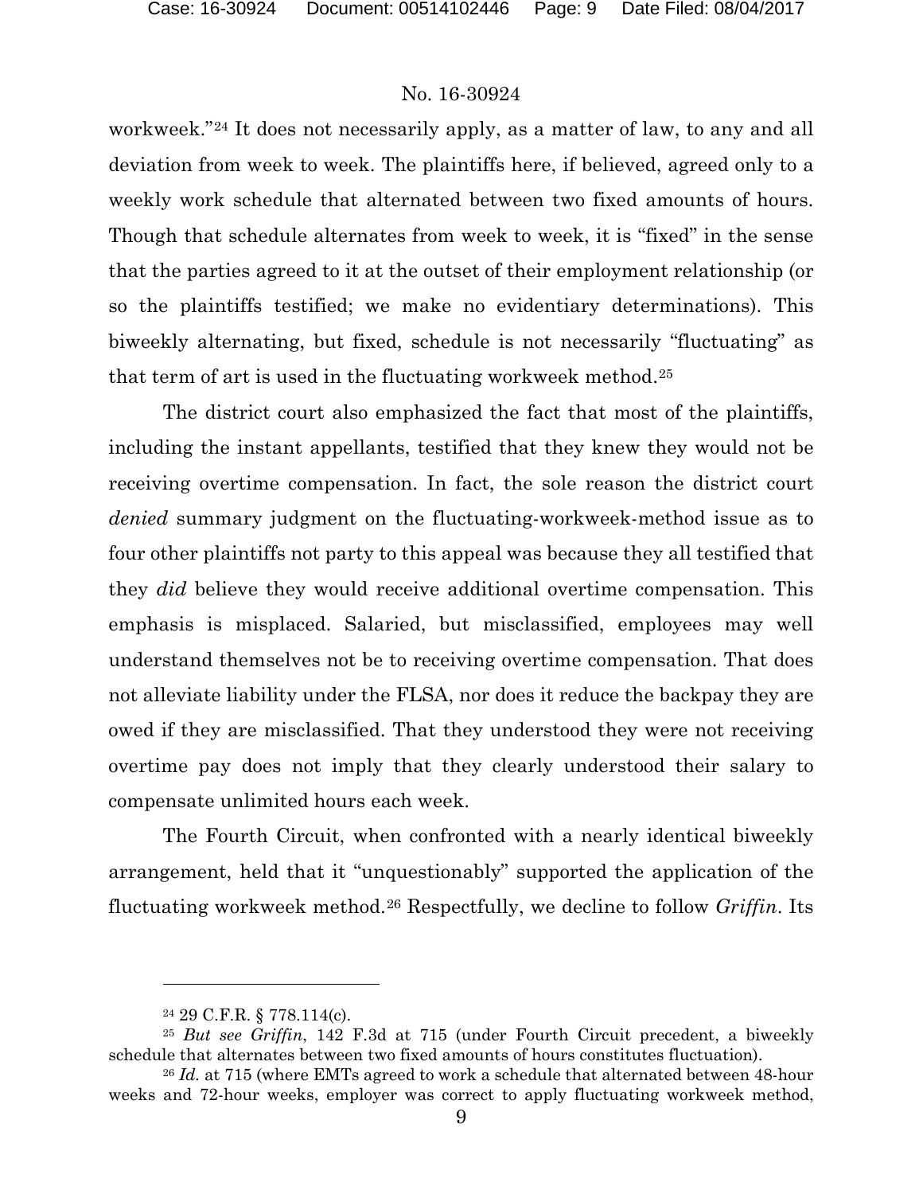workweek."[24] It does not necessarily apply, as a matter of law, to any and all deviation from week to week. The plaintiffs here, if believed, agreed only to a weekly work schedule that alternated between two fixed amounts of hours. Though that schedule alternates from week to week, it is "fixed" in the sense that the parties agreed to it at the outset of their employment relationship (or so the plaintiffs testified; we make no evidentiary determinations). This biweekly alternating, but fixed, schedule is not necessarily "fluctuating" as that term of art is used in the fluctuating workweek method.[25]

The district court also emphasized the fact that most of the plaintiffs, including the instant appellants, testified that they knew they would not be receiving overtime compensation. In fact, the sole reason the district court *denied* summary judgment on the fluctuating-workweek-method issue as to four other plaintiffs not party to this appeal was because they all testified that they *did* believe they would receive additional overtime compensation. This emphasis is misplaced. Salaried, but misclassified, employees may well understand themselves not be to receiving overtime compensation. That does not alleviate liability under the FLSA, nor does it reduce the backpay they are owed if they are misclassified. That they understood they were not receiving overtime pay does not imply that they clearly understood their salary to compensate unlimited hours each week.

The Fourth Circuit, when confronted with a nearly identical biweekly arrangement, held that it "unquestionably" supported the application of the fluctuating workweek method.[26] Respectfully, we decline to follow *Griffin*. Its

---

[24] 29 C.F.R. § 778.114(c).

[25] *But see Griffin*, 142 F.3d at 715 (under Fourth Circuit precedent, a biweekly schedule that alternates between two fixed amounts of hours constitutes fluctuation).

[26] *Id.* at 715 (where EMTs agreed to work a schedule that alternated between 48-hour weeks and 72-hour weeks, employer was correct to apply fluctuating workweek method,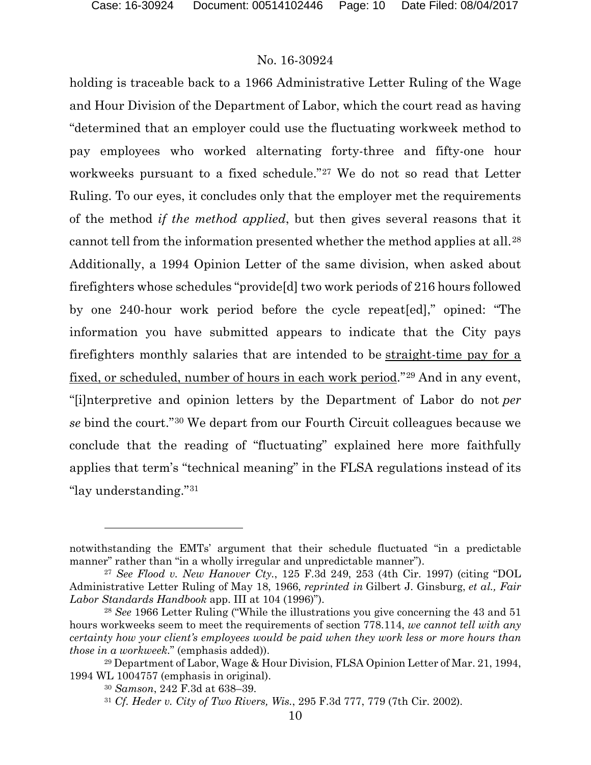holding is traceable back to a 1966 Administrative Letter Ruling of the Wage and Hour Division of the Department of Labor, which the court read as having "determined that an employer could use the fluctuating workweek method to pay employees who worked alternating forty-three and fifty-one hour workweeks pursuant to a fixed schedule."[27] We do not so read that Letter Ruling. To our eyes, it concludes only that the employer met the requirements of the method *if the method applied*, but then gives several reasons that it cannot tell from the information presented whether the method applies at all.[28] Additionally, a 1994 Opinion Letter of the same division, when asked about firefighters whose schedules "provide[d] two work periods of 216 hours followed by one 240-hour work period before the cycle repeat[ed]," opined: "The information you have submitted appears to indicate that the City pays firefighters monthly salaries that are intended to be <u>straight-time pay for a fixed, or scheduled, number of hours in each work period</u>."[29] And in any event, "[i]nterpretive and opinion letters by the Department of Labor do not *per se* bind the court."[30] We depart from our Fourth Circuit colleagues because we conclude that the reading of "fluctuating" explained here more faithfully applies that term's "technical meaning" in the FLSA regulations instead of its "lay understanding."[31]

---

notwithstanding the EMTs' argument that their schedule fluctuated "in a predictable manner" rather than "in a wholly irregular and unpredictable manner").

[27] *See Flood v. New Hanover Cty.*, 125 F.3d 249, 253 (4th Cir. 1997) (citing "DOL Administrative Letter Ruling of May 18, 1966, *reprinted in* Gilbert J. Ginsburg, *et al., Fair Labor Standards Handbook* app. III at 104 (1996)").

[28] *See* 1966 Letter Ruling ("While the illustrations you give concerning the 43 and 51 hours workweeks seem to meet the requirements of section 778.114, *we cannot tell with any certainty how your client's employees would be paid when they work less or more hours than those in a workweek*." (emphasis added)).

[29] Department of Labor, Wage & Hour Division, FLSA Opinion Letter of Mar. 21, 1994, 1994 WL 1004757 (emphasis in original).

[30] *Samson*, 242 F.3d at 638–39.

[31] *Cf. Heder v. City of Two Rivers, Wis.*, 295 F.3d 777, 779 (7th Cir. 2002).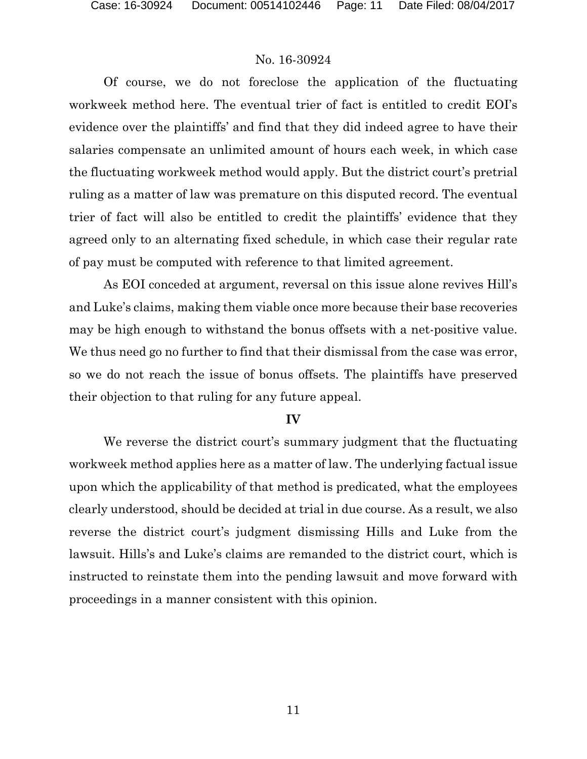Of course, we do not foreclose the application of the fluctuating workweek method here. The eventual trier of fact is entitled to credit EOI's evidence over the plaintiffs' and find that they did indeed agree to have their salaries compensate an unlimited amount of hours each week, in which case the fluctuating workweek method would apply. But the district court's pretrial ruling as a matter of law was premature on this disputed record. The eventual trier of fact will also be entitled to credit the plaintiffs' evidence that they agreed only to an alternating fixed schedule, in which case their regular rate of pay must be computed with reference to that limited agreement.

As EOI conceded at argument, reversal on this issue alone revives Hill's and Luke's claims, making them viable once more because their base recoveries may be high enough to withstand the bonus offsets with a net-positive value. We thus need go no further to find that their dismissal from the case was error, so we do not reach the issue of bonus offsets. The plaintiffs have preserved their objection to that ruling for any future appeal.

## IV

We reverse the district court's summary judgment that the fluctuating workweek method applies here as a matter of law. The underlying factual issue upon which the applicability of that method is predicated, what the employees clearly understood, should be decided at trial in due course. As a result, we also reverse the district court's judgment dismissing Hills and Luke from the lawsuit. Hills's and Luke's claims are remanded to the district court, which is instructed to reinstate them into the pending lawsuit and move forward with proceedings in a manner consistent with this opinion.